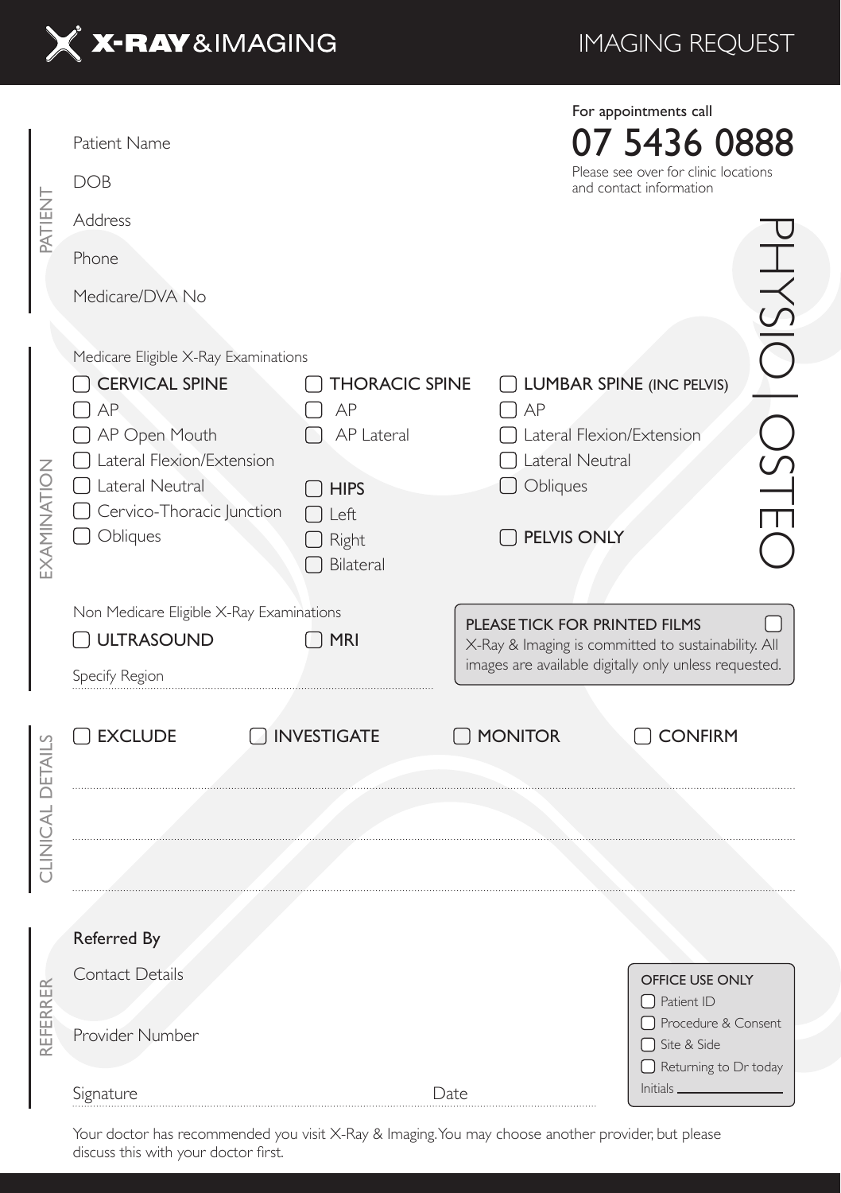# X-RAY & IMAGING

## IMAGING REQUEST

For appointments call

**07 5436 0888**

Please see over for clinic locations and contact information

PHYSIO | OSTEO

## PATIENT

Patient Name

DOB

Address

Phone

Medicare/DVA No

## EXAMINATION

Medicare Eligible X-Ray Examinations

- ☐ **CERVICAL SPINE**
  - ☐ AP
  - ☐ AP Open Mouth
  - ☐ Lateral Flexion/Extension
  - ☐ Lateral Neutral
  - ☐ Cervico-Thoracic Junction
  - ☐ Obliques
- ☐ **THORACIC SPINE**
  - ☐ AP
  - ☐ AP Lateral
- ☐ **HIPS**
  - ☐ Left
  - ☐ Right
  - ☐ Bilateral
- ☐ **LUMBAR SPINE** (INC PELVIS)
  - ☐ AP
  - ☐ Lateral Flexion/Extension
  - ☐ Lateral Neutral
  - ☐ Obliques
- ☐ **PELVIS ONLY**

Non Medicare Eligible X-Ray Examinations

- ☐ **ULTRASOUND**
- ☐ **MRI**

Specify Region ........................................

PLEASE TICK FOR PRINTED FILMS ☐
X-Ray & Imaging is committed to sustainability. All images are available digitally only unless requested.

## CLINICAL DETAILS

☐ **EXCLUDE** ☐ **INVESTIGATE** ☐ **MONITOR** ☐ **CONFIRM**

........................................

........................................

........................................

## REFERRER

Referred By

Contact Details

Provider Number

Signature ........................................ Date ........................................

OFFICE USE ONLY
- ☐ Patient ID
- ☐ Procedure & Consent
- ☐ Site & Side
- ☐ Returning to Dr today

Initials ____________

Your doctor has recommended you visit X-Ray & Imaging. You may choose another provider, but please discuss this with your doctor first.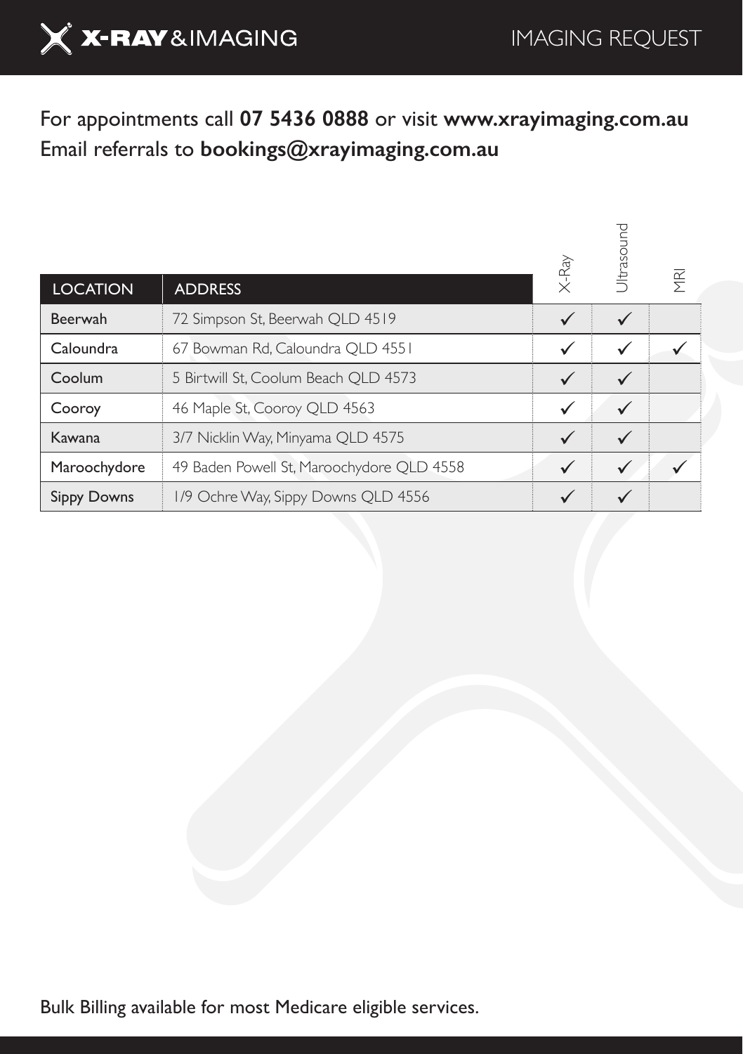X-RAY & IMAGING

# IMAGING REQUEST

For appointments call **07 5436 0888** or visit **www.xrayimaging.com.au**
Email referrals to **bookings@xrayimaging.com.au**

| LOCATION | ADDRESS | X-Ray | Ultrasound | MRI |
|---|---|---|---|---|
| Beerwah | 72 Simpson St, Beerwah QLD 4519 | ✓ | ✓ | |
| Caloundra | 67 Bowman Rd, Caloundra QLD 4551 | ✓ | ✓ | ✓ |
| Coolum | 5 Birtwill St, Coolum Beach QLD 4573 | ✓ | ✓ | |
| Cooroy | 46 Maple St, Cooroy QLD 4563 | ✓ | ✓ | |
| Kawana | 3/7 Nicklin Way, Minyama QLD 4575 | ✓ | ✓ | |
| Maroochydore | 49 Baden Powell St, Maroochydore QLD 4558 | ✓ | ✓ | ✓ |
| Sippy Downs | 1/9 Ochre Way, Sippy Downs QLD 4556 | ✓ | ✓ | |

Bulk Billing available for most Medicare eligible services.